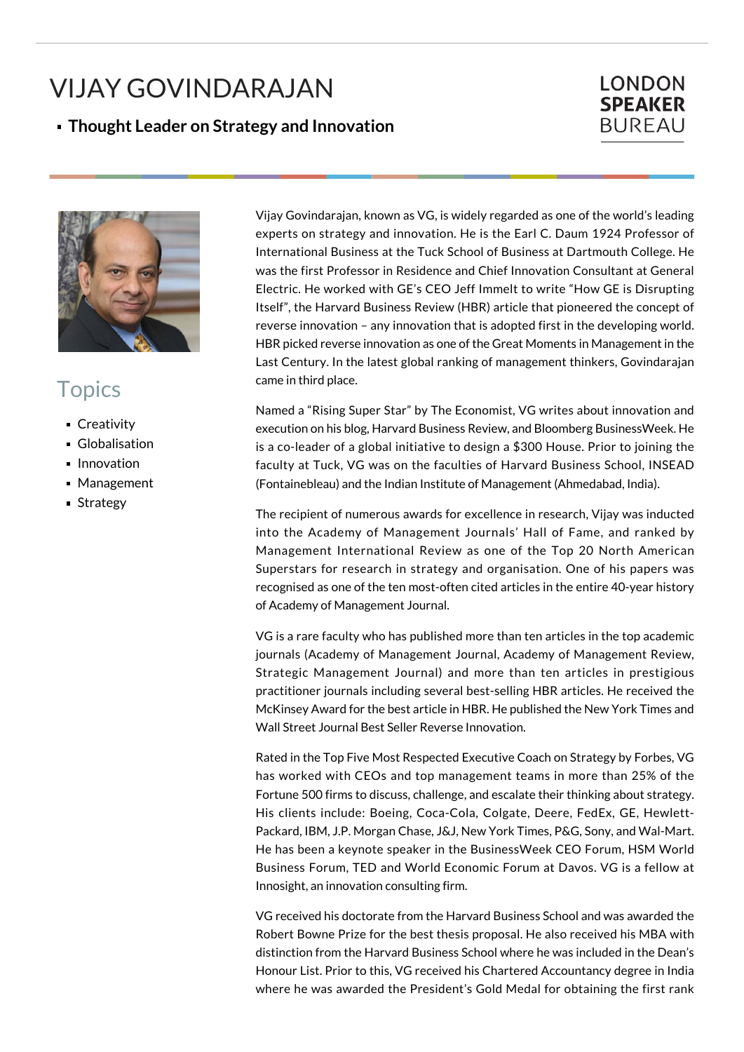# VIJAY GOVINDARAJAN

- **Thought Leader on Strategy and Innovation**

LONDON **SPEAKER** BUREAU

## Topics

- Creativity
- Globalisation
- Innovation
- Management
- Strategy

Vijay Govindarajan, known as VG, is widely regarded as one of the world's leading experts on strategy and innovation. He is the Earl C. Daum 1924 Professor of International Business at the Tuck School of Business at Dartmouth College. He was the first Professor in Residence and Chief Innovation Consultant at General Electric. He worked with GE's CEO Jeff Immelt to write "How GE is Disrupting Itself", the Harvard Business Review (HBR) article that pioneered the concept of reverse innovation – any innovation that is adopted first in the developing world. HBR picked reverse innovation as one of the Great Moments in Management in the Last Century. In the latest global ranking of management thinkers, Govindarajan came in third place.

Named a "Rising Super Star" by The Economist, VG writes about innovation and execution on his blog, Harvard Business Review, and Bloomberg BusinessWeek. He is a co-leader of a global initiative to design a $300 House. Prior to joining the faculty at Tuck, VG was on the faculties of Harvard Business School, INSEAD (Fontainebleau) and the Indian Institute of Management (Ahmedabad, India).

The recipient of numerous awards for excellence in research, Vijay was inducted into the Academy of Management Journals' Hall of Fame, and ranked by Management International Review as one of the Top 20 North American Superstars for research in strategy and organisation. One of his papers was recognised as one of the ten most-often cited articles in the entire 40-year history of Academy of Management Journal.

VG is a rare faculty who has published more than ten articles in the top academic journals (Academy of Management Journal, Academy of Management Review, Strategic Management Journal) and more than ten articles in prestigious practitioner journals including several best-selling HBR articles. He received the McKinsey Award for the best article in HBR. He published the New York Times and Wall Street Journal Best Seller Reverse Innovation.

Rated in the Top Five Most Respected Executive Coach on Strategy by Forbes, VG has worked with CEOs and top management teams in more than 25% of the Fortune 500 firms to discuss, challenge, and escalate their thinking about strategy. His clients include: Boeing, Coca-Cola, Colgate, Deere, FedEx, GE, Hewlett-Packard, IBM, J.P. Morgan Chase, J&J, New York Times, P&G, Sony, and Wal-Mart. He has been a keynote speaker in the BusinessWeek CEO Forum, HSM World Business Forum, TED and World Economic Forum at Davos. VG is a fellow at Innosight, an innovation consulting firm.

VG received his doctorate from the Harvard Business School and was awarded the Robert Bowne Prize for the best thesis proposal. He also received his MBA with distinction from the Harvard Business School where he was included in the Dean's Honour List. Prior to this, VG received his Chartered Accountancy degree in India where he was awarded the President's Gold Medal for obtaining the first rank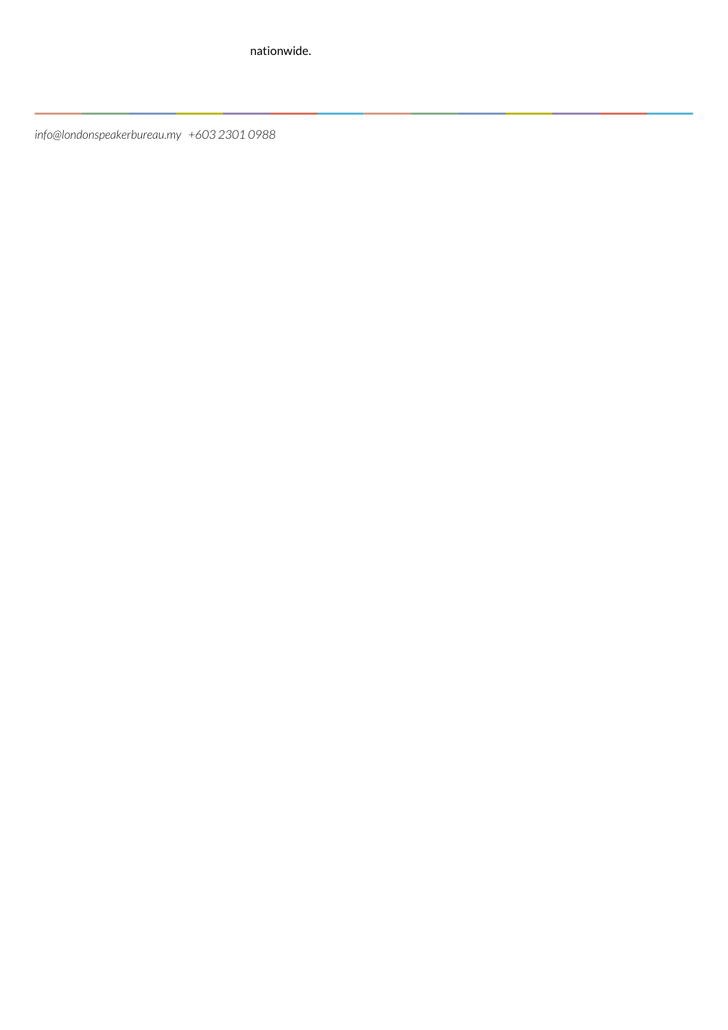nationwide.

---

*info@londonspeakerbureau.my   +603 2301 0988*